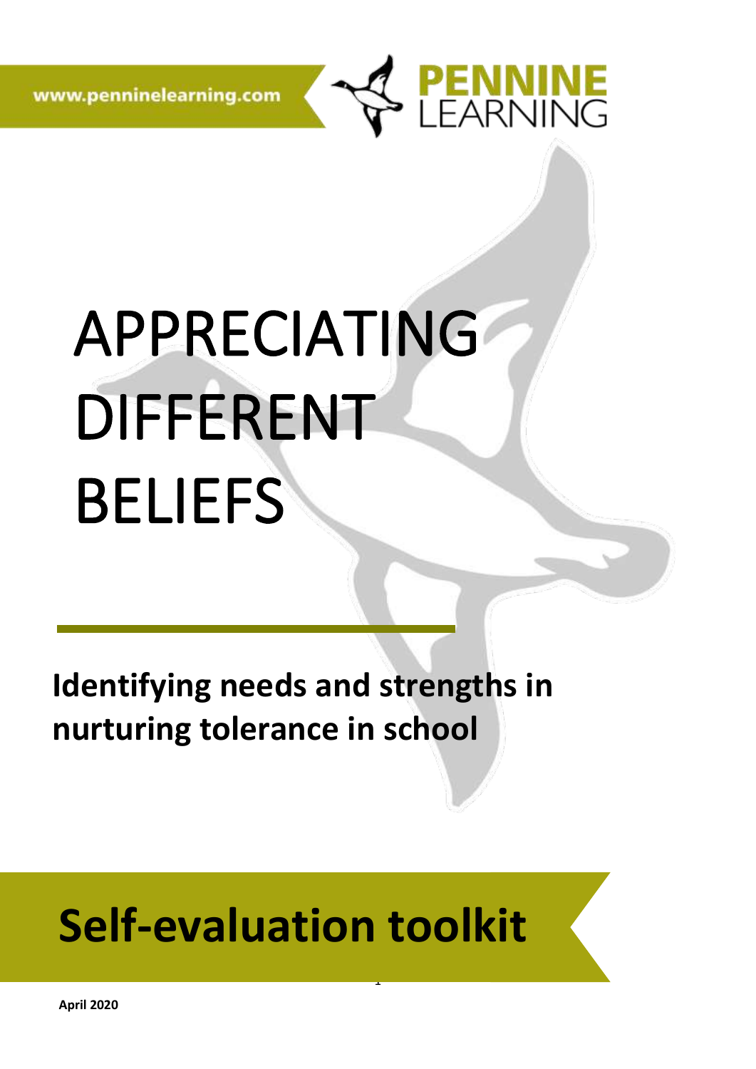www.penninelearning.com

PENNINE LEARNING

# APPRECIATING DIFFERENT BELIEFS

**Identifying needs and strengths in nurturing tolerance in school**

# Self-evaluation toolkit

**April 2020**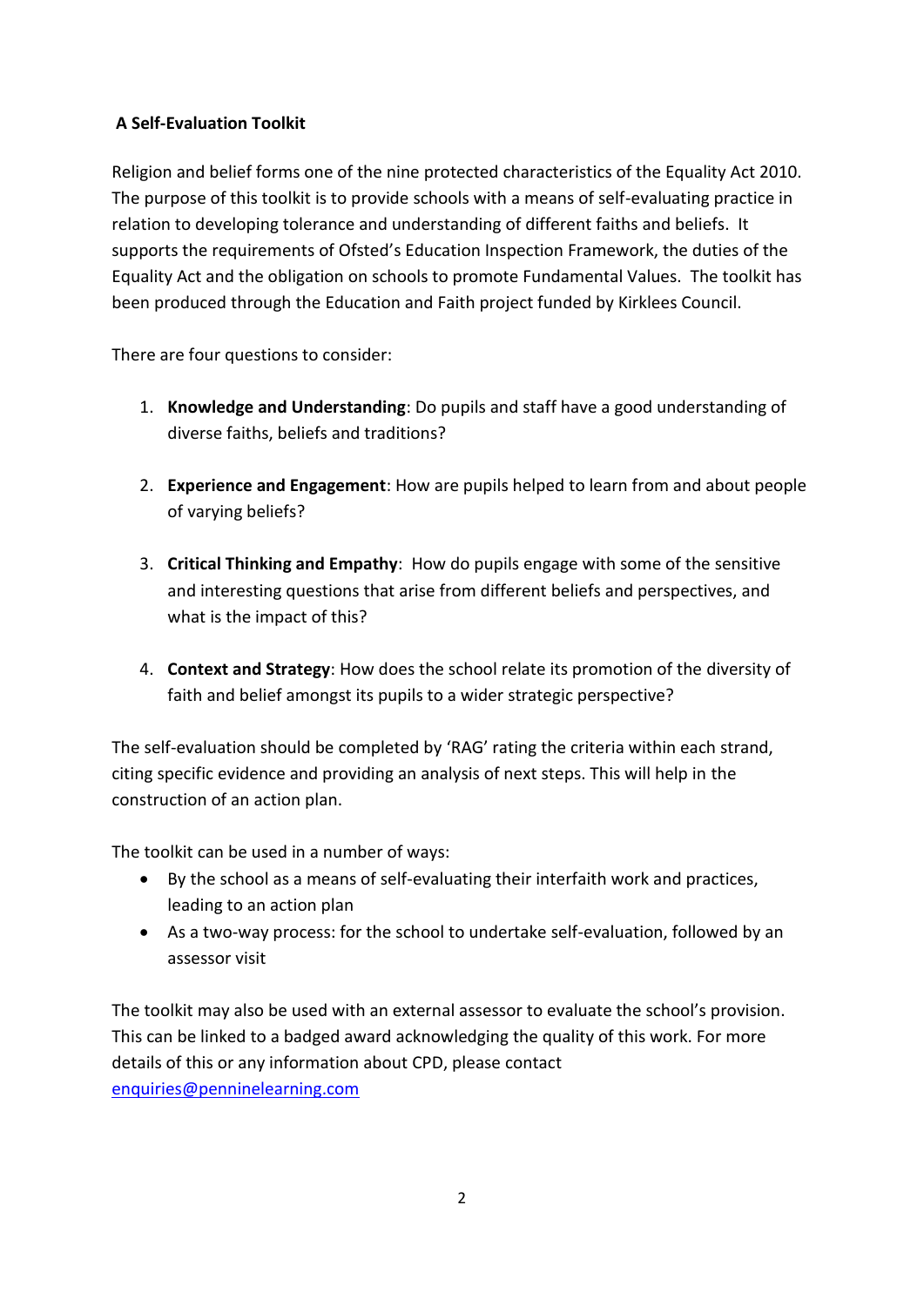**A Self-Evaluation Toolkit**

Religion and belief forms one of the nine protected characteristics of the Equality Act 2010. The purpose of this toolkit is to provide schools with a means of self-evaluating practice in relation to developing tolerance and understanding of different faiths and beliefs. It supports the requirements of Ofsted's Education Inspection Framework, the duties of the Equality Act and the obligation on schools to promote Fundamental Values. The toolkit has been produced through the Education and Faith project funded by Kirklees Council.

There are four questions to consider:

1. **Knowledge and Understanding**: Do pupils and staff have a good understanding of diverse faiths, beliefs and traditions?

2. **Experience and Engagement**: How are pupils helped to learn from and about people of varying beliefs?

3. **Critical Thinking and Empathy**: How do pupils engage with some of the sensitive and interesting questions that arise from different beliefs and perspectives, and what is the impact of this?

4. **Context and Strategy**: How does the school relate its promotion of the diversity of faith and belief amongst its pupils to a wider strategic perspective?

The self-evaluation should be completed by 'RAG' rating the criteria within each strand, citing specific evidence and providing an analysis of next steps. This will help in the construction of an action plan.

The toolkit can be used in a number of ways:

- By the school as a means of self-evaluating their interfaith work and practices, leading to an action plan
- As a two-way process: for the school to undertake self-evaluation, followed by an assessor visit

The toolkit may also be used with an external assessor to evaluate the school's provision. This can be linked to a badged award acknowledging the quality of this work. For more details of this or any information about CPD, please contact enquiries@penninelearning.com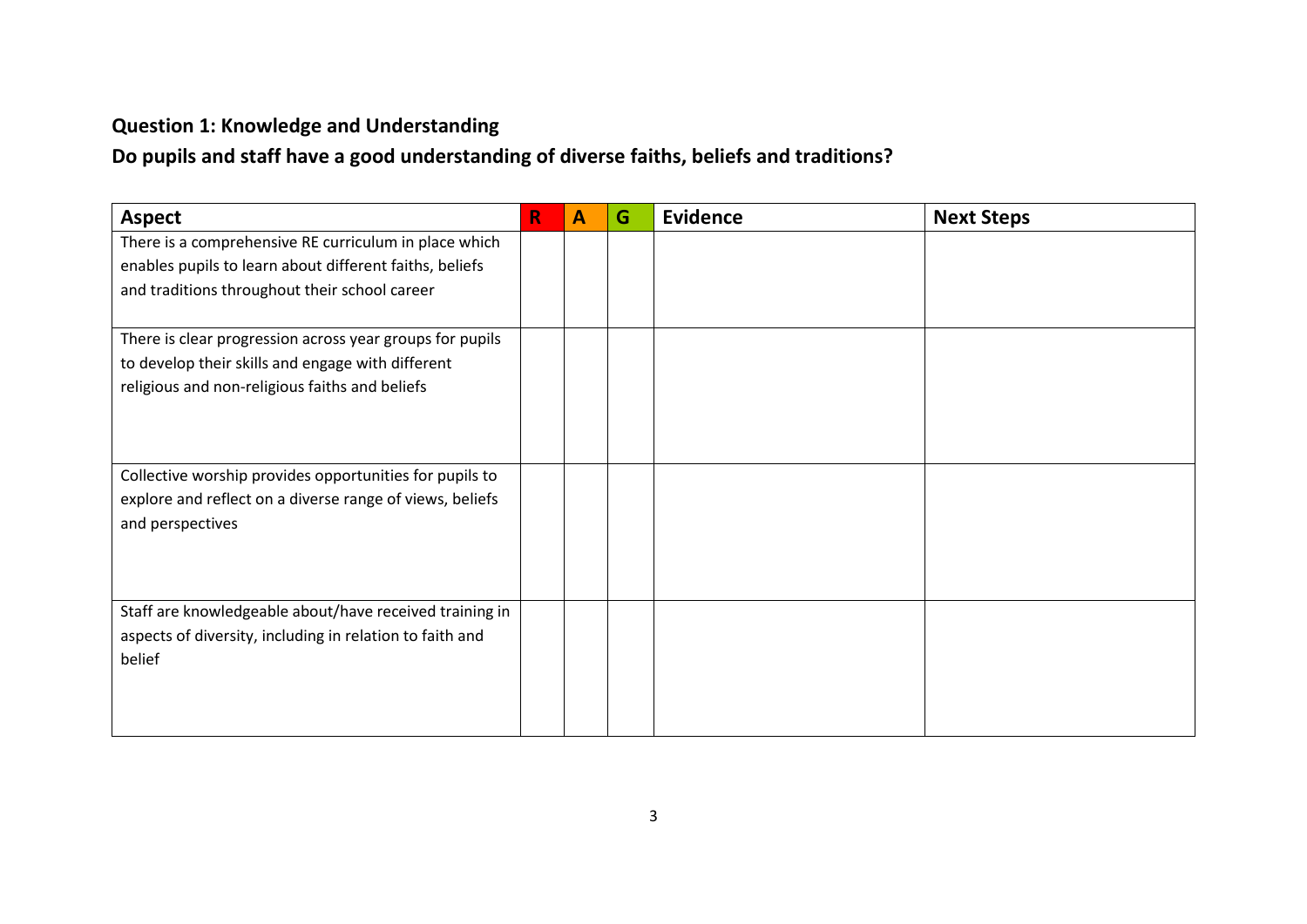## Question 1: Knowledge and Understanding

## Do pupils and staff have a good understanding of diverse faiths, beliefs and traditions?

| Aspect | R | A | G | Evidence | Next Steps |
|---|---|---|---|---|---|
| There is a comprehensive RE curriculum in place which enables pupils to learn about different faiths, beliefs and traditions throughout their school career | | | | | |
| There is clear progression across year groups for pupils to develop their skills and engage with different religious and non-religious faiths and beliefs | | | | | |
| Collective worship provides opportunities for pupils to explore and reflect on a diverse range of views, beliefs and perspectives | | | | | |
| Staff are knowledgeable about/have received training in aspects of diversity, including in relation to faith and belief | | | | | |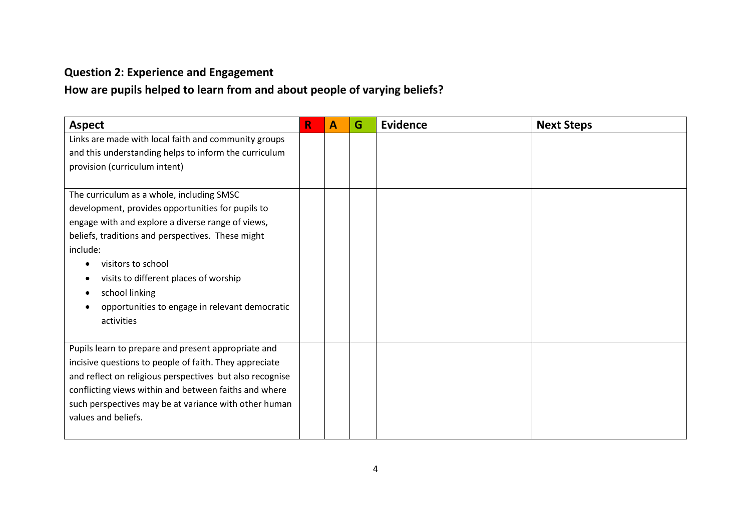**Question 2: Experience and Engagement**

**How are pupils helped to learn from and about people of varying beliefs?**

| Aspect | R | A | G | Evidence | Next Steps |
|---|---|---|---|---|---|
| Links are made with local faith and community groups and this understanding helps to inform the curriculum provision (curriculum intent) | | | | | |
| The curriculum as a whole, including SMSC development, provides opportunities for pupils to engage with and explore a diverse range of views, beliefs, traditions and perspectives. These might include:<br>• visitors to school<br>• visits to different places of worship<br>• school linking<br>• opportunities to engage in relevant democratic activities | | | | | |
| Pupils learn to prepare and present appropriate and incisive questions to people of faith. They appreciate and reflect on religious perspectives but also recognise conflicting views within and between faiths and where such perspectives may be at variance with other human values and beliefs. | | | | | |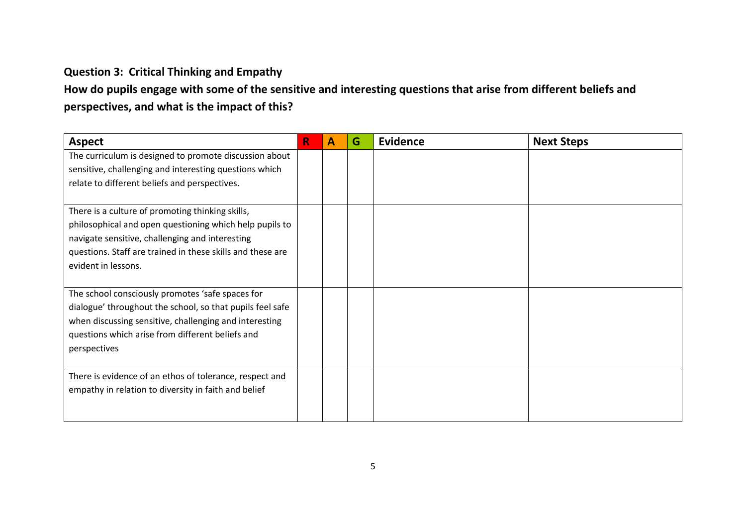**Question 3: Critical Thinking and Empathy**

**How do pupils engage with some of the sensitive and interesting questions that arise from different beliefs and perspectives, and what is the impact of this?**

| Aspect | R | A | G | Evidence | Next Steps |
|---|---|---|---|---|---|
| The curriculum is designed to promote discussion about sensitive, challenging and interesting questions which relate to different beliefs and perspectives. | | | | | |
| There is a culture of promoting thinking skills, philosophical and open questioning which help pupils to navigate sensitive, challenging and interesting questions. Staff are trained in these skills and these are evident in lessons. | | | | | |
| The school consciously promotes 'safe spaces for dialogue' throughout the school, so that pupils feel safe when discussing sensitive, challenging and interesting questions which arise from different beliefs and perspectives | | | | | |
| There is evidence of an ethos of tolerance, respect and empathy in relation to diversity in faith and belief | | | | | |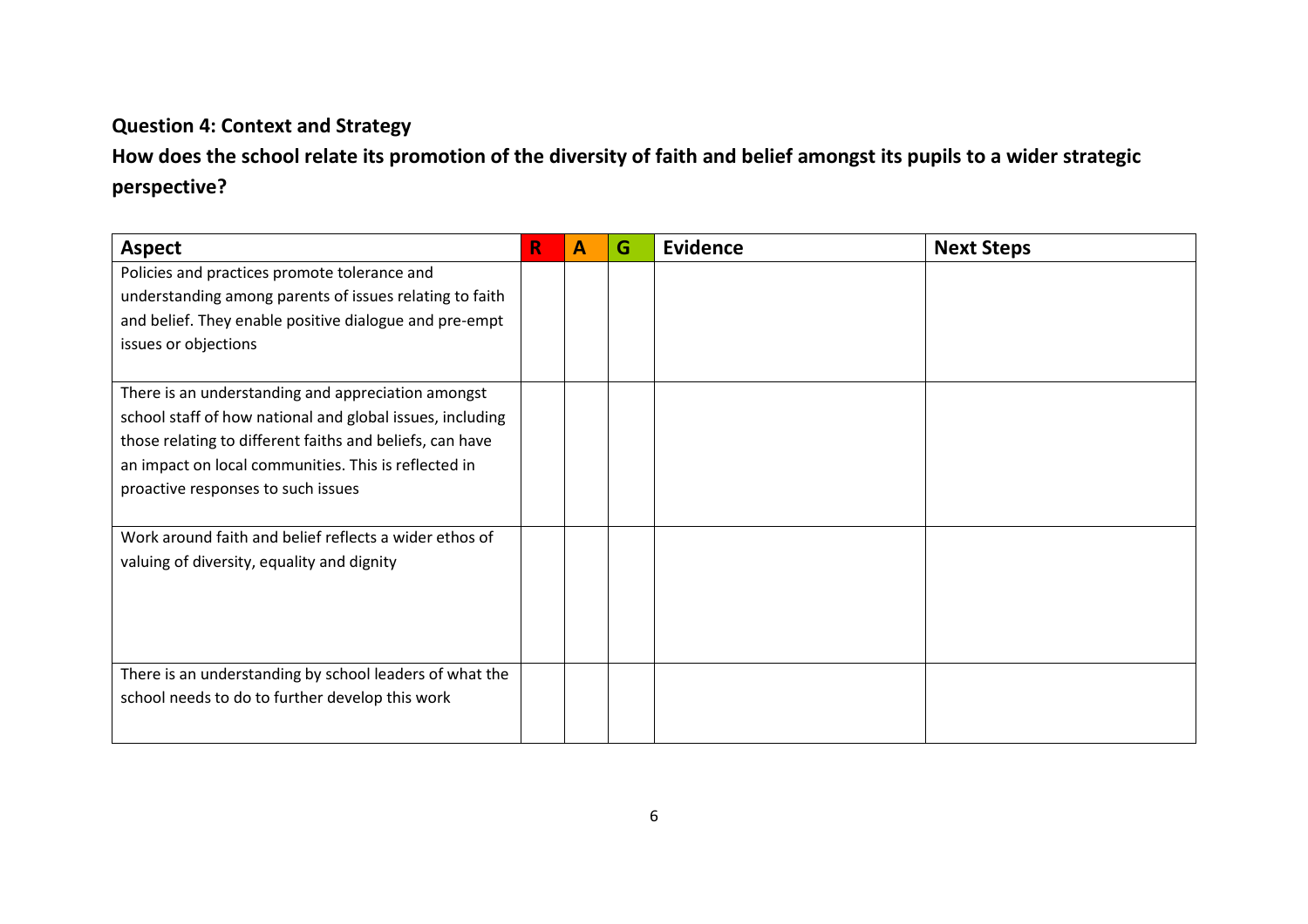**Question 4: Context and Strategy**

**How does the school relate its promotion of the diversity of faith and belief amongst its pupils to a wider strategic perspective?**

| Aspect | R | A | G | Evidence | Next Steps |
|---|---|---|---|---|---|
| Policies and practices promote tolerance and understanding among parents of issues relating to faith and belief. They enable positive dialogue and pre-empt issues or objections | | | | | |
| There is an understanding and appreciation amongst school staff of how national and global issues, including those relating to different faiths and beliefs, can have an impact on local communities. This is reflected in proactive responses to such issues | | | | | |
| Work around faith and belief reflects a wider ethos of valuing of diversity, equality and dignity | | | | | |
| There is an understanding by school leaders of what the school needs to do to further develop this work | | | | | |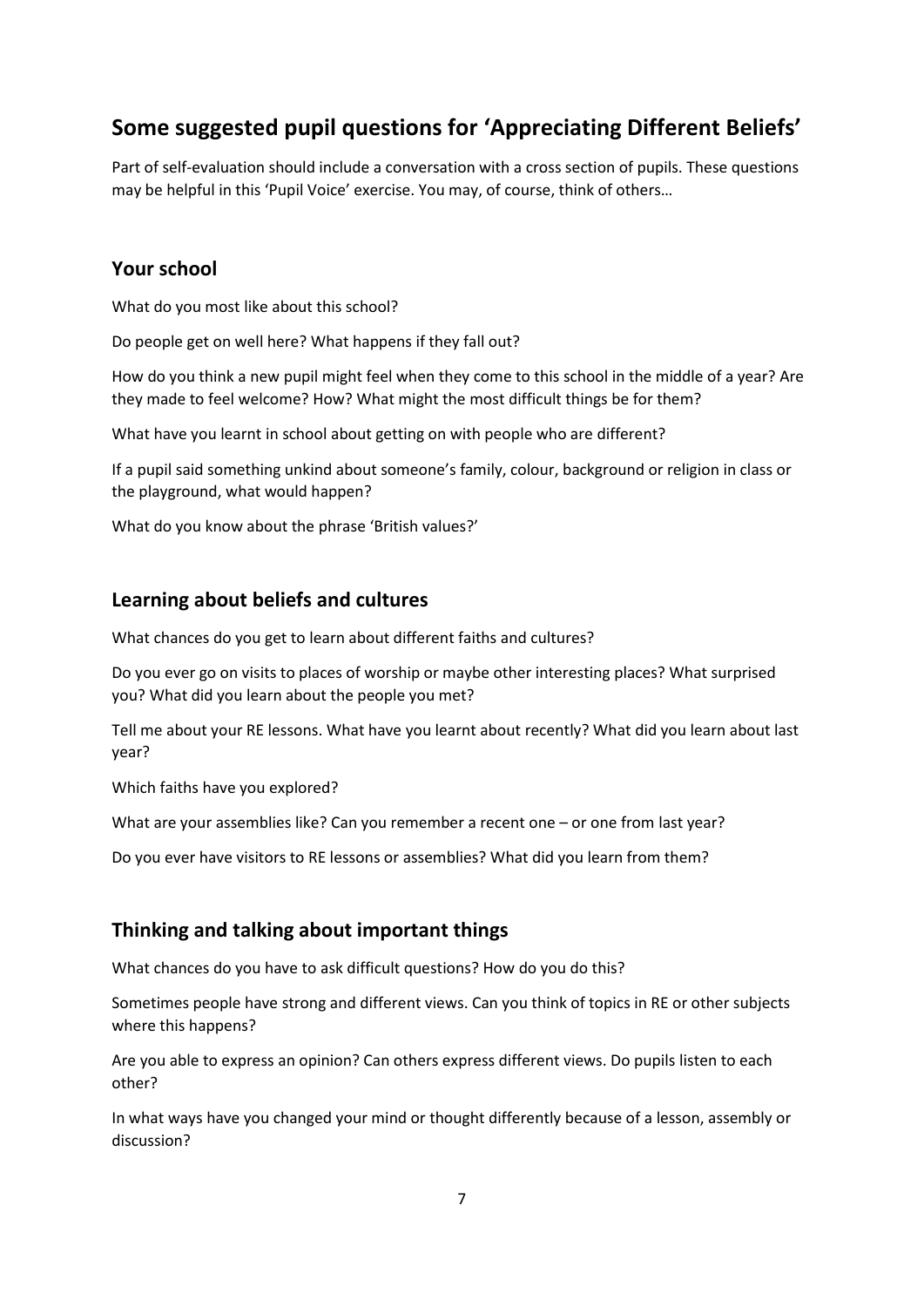## Some suggested pupil questions for 'Appreciating Different Beliefs'

Part of self-evaluation should include a conversation with a cross section of pupils. These questions may be helpful in this 'Pupil Voice' exercise. You may, of course, think of others…

### Your school

What do you most like about this school?

Do people get on well here? What happens if they fall out?

How do you think a new pupil might feel when they come to this school in the middle of a year? Are they made to feel welcome? How? What might the most difficult things be for them?

What have you learnt in school about getting on with people who are different?

If a pupil said something unkind about someone's family, colour, background or religion in class or the playground, what would happen?

What do you know about the phrase 'British values?'

### Learning about beliefs and cultures

What chances do you get to learn about different faiths and cultures?

Do you ever go on visits to places of worship or maybe other interesting places? What surprised you? What did you learn about the people you met?

Tell me about your RE lessons. What have you learnt about recently? What did you learn about last year?

Which faiths have you explored?

What are your assemblies like? Can you remember a recent one – or one from last year?

Do you ever have visitors to RE lessons or assemblies? What did you learn from them?

### Thinking and talking about important things

What chances do you have to ask difficult questions? How do you do this?

Sometimes people have strong and different views. Can you think of topics in RE or other subjects where this happens?

Are you able to express an opinion? Can others express different views. Do pupils listen to each other?

In what ways have you changed your mind or thought differently because of a lesson, assembly or discussion?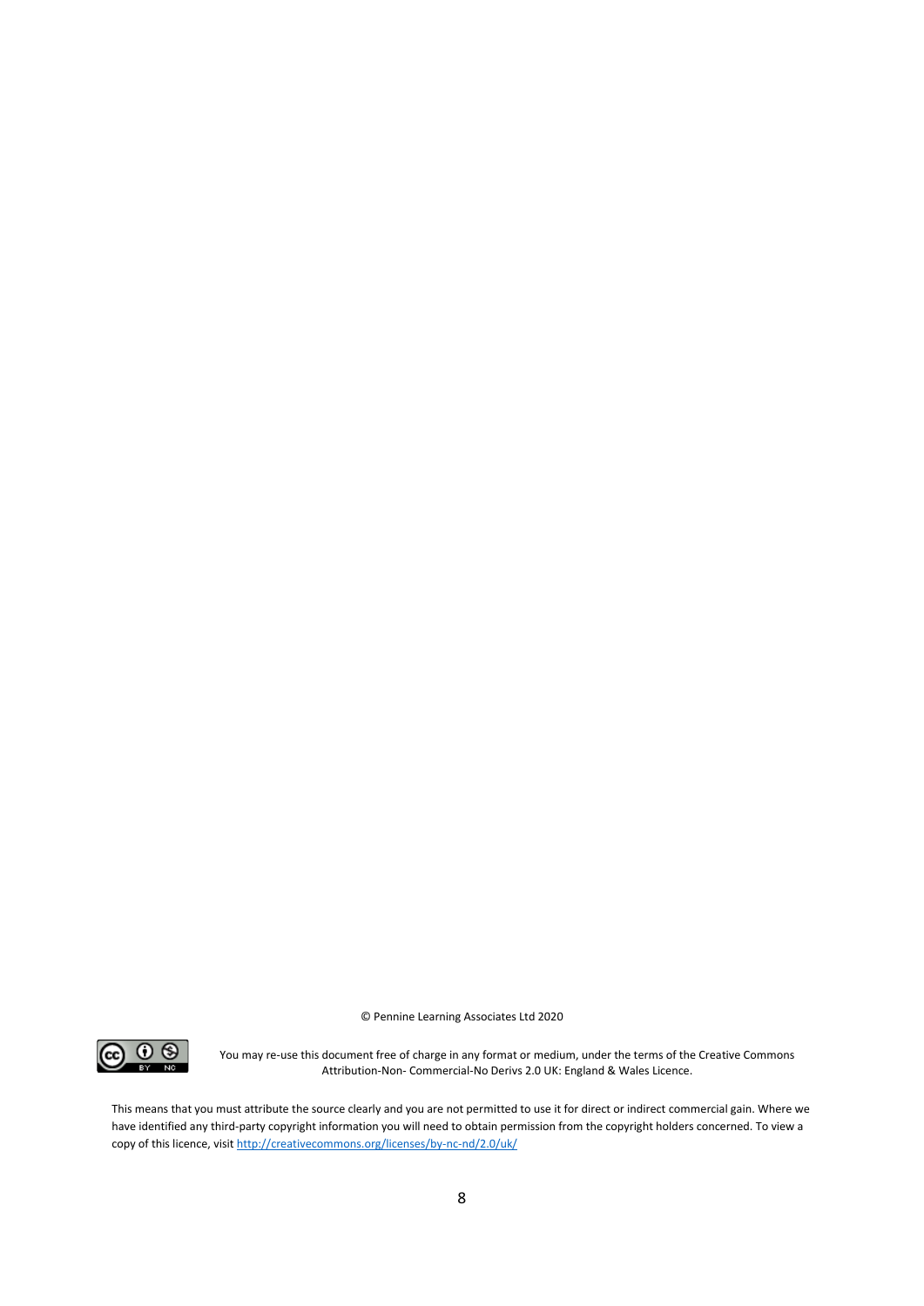© Pennine Learning Associates Ltd 2020

You may re-use this document free of charge in any format or medium, under the terms of the Creative Commons Attribution-Non- Commercial-No Derivs 2.0 UK: England & Wales Licence.

This means that you must attribute the source clearly and you are not permitted to use it for direct or indirect commercial gain. Where we have identified any third-party copyright information you will need to obtain permission from the copyright holders concerned. To view a copy of this licence, visit http://creativecommons.org/licenses/by-nc-nd/2.0/uk/